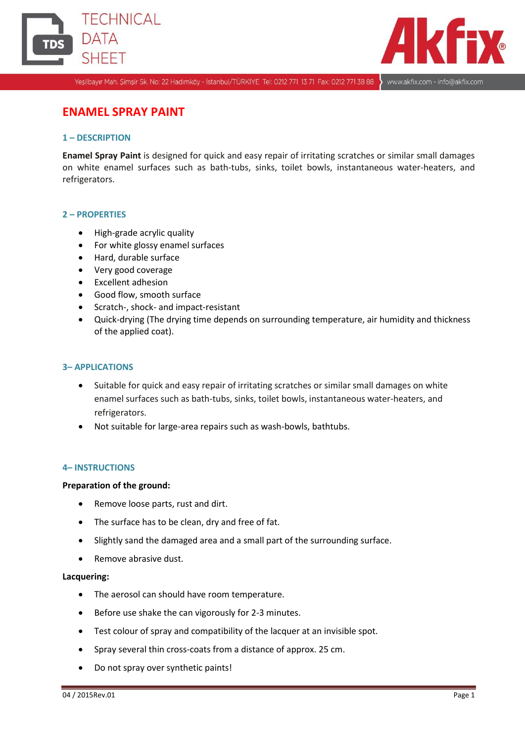# ENAMEL SPRAY PAINT

## 1 – DESCRIPTION

**Enamel Spray Paint** is designed for quick and easy repair of irritating scratches or similar small damages on white enamel surfaces such as bath-tubs, sinks, toilet bowls, instantaneous water-heaters, and refrigerators.

## 2 – PROPERTIES

- High-grade acrylic quality
- For white glossy enamel surfaces
- Hard, durable surface
- Very good coverage
- Excellent adhesion
- Good flow, smooth surface
- Scratch-, shock- and impact-resistant
- Quick-drying (The drying time depends on surrounding temperature, air humidity and thickness of the applied coat).

## 3– APPLICATIONS

- Suitable for quick and easy repair of irritating scratches or similar small damages on white enamel surfaces such as bath-tubs, sinks, toilet bowls, instantaneous water-heaters, and refrigerators.
- Not suitable for large-area repairs such as wash-bowls, bathtubs.

## 4– INSTRUCTIONS

**Preparation of the ground:**

- Remove loose parts, rust and dirt.
- The surface has to be clean, dry and free of fat.
- Slightly sand the damaged area and a small part of the surrounding surface.
- Remove abrasive dust.

**Lacquering:**

- The aerosol can should have room temperature.
- Before use shake the can vigorously for 2-3 minutes.
- Test colour of spray and compatibility of the lacquer at an invisible spot.
- Spray several thin cross-coats from a distance of approx. 25 cm.
- Do not spray over synthetic paints!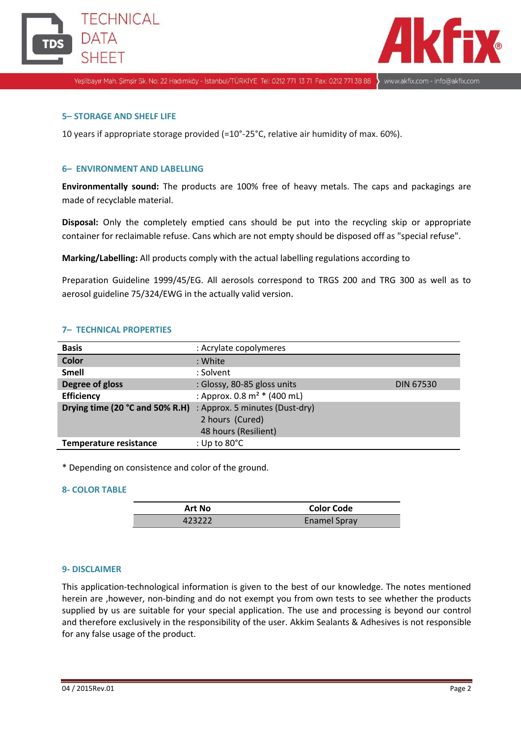## 5– STORAGE AND SHELF LIFE

10 years if appropriate storage provided (=10°-25°C, relative air humidity of max. 60%).

## 6– ENVIRONMENT AND LABELLING

**Environmentally sound:** The products are 100% free of heavy metals. The caps and packagings are made of recyclable material.

**Disposal:** Only the completely emptied cans should be put into the recycling skip or appropriate container for reclaimable refuse. Cans which are not empty should be disposed off as "special refuse".

**Marking/Labelling:** All products comply with the actual labelling regulations according to

Preparation Guideline 1999/45/EG. All aerosols correspond to TRGS 200 and TRG 300 as well as to aerosol guideline 75/324/EWG in the actually valid version.

## 7– TECHNICAL PROPERTIES

| | | |
|---|---|---|
| **Basis** | : Acrylate copolymeres | |
| **Color** | : White | |
| **Smell** | : Solvent | |
| **Degree of gloss** | : Glossy, 80-85 gloss units | DIN 67530 |
| **Efficiency** | : Approx. 0.8 $m^2$ * (400 mL) | |
| **Drying time (20 °C and 50% R.H)** | : Approx. 5 minutes (Dust-dry)<br>2 hours (Cured)<br>48 hours (Resilient) | |
| **Temperature resistance** | : Up to 80°C | |

\* Depending on consistence and color of the ground.

## 8- COLOR TABLE

| Art No | Color Code |
|---|---|
| 423222 | Enamel Spray |

## 9- DISCLAIMER

This application-technological information is given to the best of our knowledge. The notes mentioned herein are ,however, non-binding and do not exempt you from own tests to see whether the products supplied by us are suitable for your special application. The use and processing is beyond our control and therefore exclusively in the responsibility of the user. Akkim Sealants & Adhesives is not responsible for any false usage of the product.

04 / 2015Rev.01